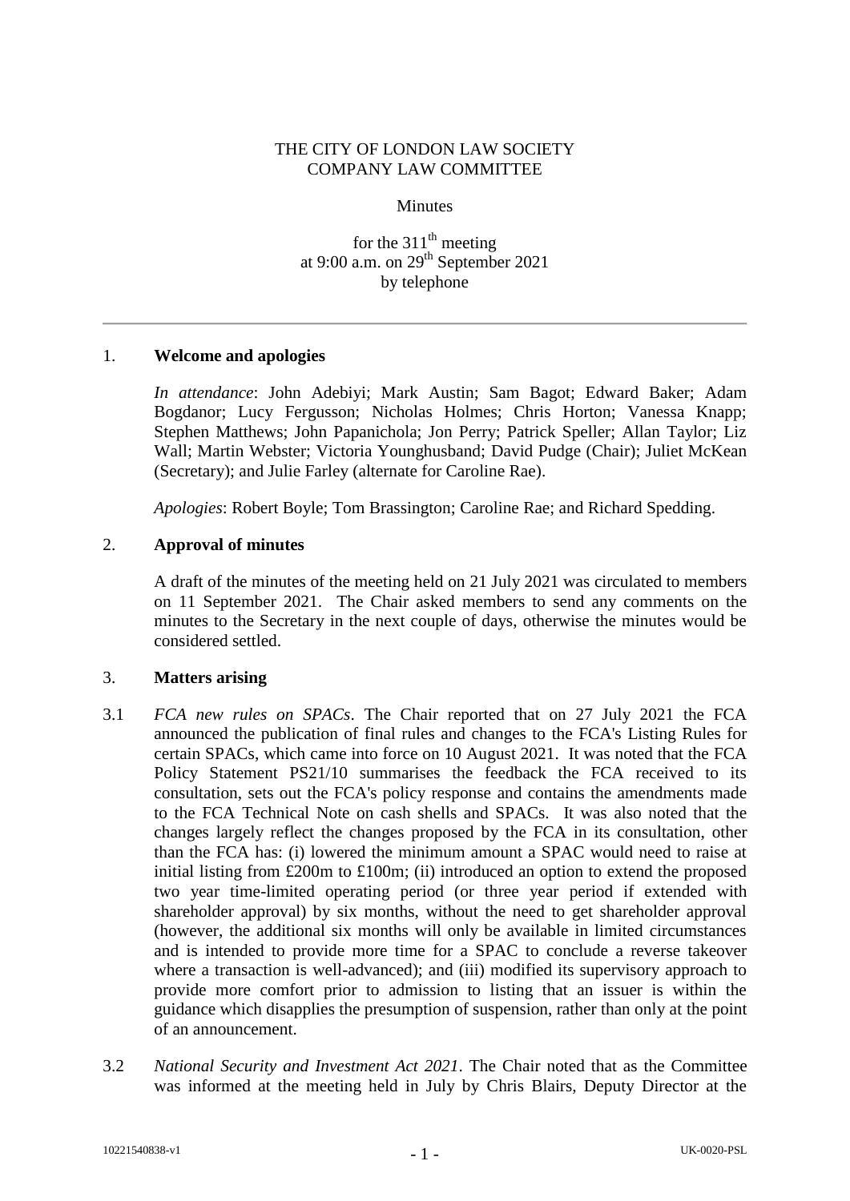THE CITY OF LONDON LAW SOCIETY
COMPANY LAW COMMITTEE

Minutes

for the 311th meeting
at 9:00 a.m. on 29th September 2021
by telephone

---

## 1. Welcome and apologies

*In attendance*: John Adebiyi; Mark Austin; Sam Bagot; Edward Baker; Adam Bogdanor; Lucy Fergusson; Nicholas Holmes; Chris Horton; Vanessa Knapp; Stephen Matthews; John Papanichola; Jon Perry; Patrick Speller; Allan Taylor; Liz Wall; Martin Webster; Victoria Younghusband; David Pudge (Chair); Juliet McKean (Secretary); and Julie Farley (alternate for Caroline Rae).

*Apologies*: Robert Boyle; Tom Brassington; Caroline Rae; and Richard Spedding.

## 2. Approval of minutes

A draft of the minutes of the meeting held on 21 July 2021 was circulated to members on 11 September 2021. The Chair asked members to send any comments on the minutes to the Secretary in the next couple of days, otherwise the minutes would be considered settled.

## 3. Matters arising

3.1 *FCA new rules on SPACs*. The Chair reported that on 27 July 2021 the FCA announced the publication of final rules and changes to the FCA's Listing Rules for certain SPACs, which came into force on 10 August 2021. It was noted that the FCA Policy Statement PS21/10 summarises the feedback the FCA received to its consultation, sets out the FCA's policy response and contains the amendments made to the FCA Technical Note on cash shells and SPACs. It was also noted that the changes largely reflect the changes proposed by the FCA in its consultation, other than the FCA has: (i) lowered the minimum amount a SPAC would need to raise at initial listing from £200m to £100m; (ii) introduced an option to extend the proposed two year time-limited operating period (or three year period if extended with shareholder approval) by six months, without the need to get shareholder approval (however, the additional six months will only be available in limited circumstances and is intended to provide more time for a SPAC to conclude a reverse takeover where a transaction is well-advanced); and (iii) modified its supervisory approach to provide more comfort prior to admission to listing that an issuer is within the guidance which disapplies the presumption of suspension, rather than only at the point of an announcement.

3.2 *National Security and Investment Act 2021*. The Chair noted that as the Committee was informed at the meeting held in July by Chris Blairs, Deputy Director at the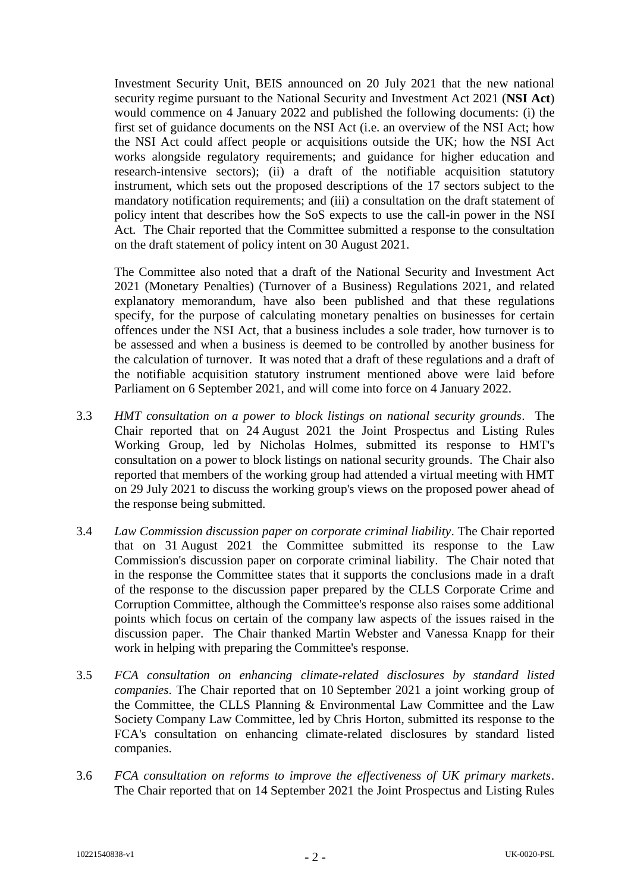Investment Security Unit, BEIS announced on 20 July 2021 that the new national security regime pursuant to the National Security and Investment Act 2021 (**NSI Act**) would commence on 4 January 2022 and published the following documents: (i) the first set of guidance documents on the NSI Act (i.e. an overview of the NSI Act; how the NSI Act could affect people or acquisitions outside the UK; how the NSI Act works alongside regulatory requirements; and guidance for higher education and research-intensive sectors); (ii) a draft of the notifiable acquisition statutory instrument, which sets out the proposed descriptions of the 17 sectors subject to the mandatory notification requirements; and (iii) a consultation on the draft statement of policy intent that describes how the SoS expects to use the call-in power in the NSI Act. The Chair reported that the Committee submitted a response to the consultation on the draft statement of policy intent on 30 August 2021.

The Committee also noted that a draft of the National Security and Investment Act 2021 (Monetary Penalties) (Turnover of a Business) Regulations 2021, and related explanatory memorandum, have also been published and that these regulations specify, for the purpose of calculating monetary penalties on businesses for certain offences under the NSI Act, that a business includes a sole trader, how turnover is to be assessed and when a business is deemed to be controlled by another business for the calculation of turnover. It was noted that a draft of these regulations and a draft of the notifiable acquisition statutory instrument mentioned above were laid before Parliament on 6 September 2021, and will come into force on 4 January 2022.

3.3 *HMT consultation on a power to block listings on national security grounds*. The Chair reported that on 24 August 2021 the Joint Prospectus and Listing Rules Working Group, led by Nicholas Holmes, submitted its response to HMT's consultation on a power to block listings on national security grounds. The Chair also reported that members of the working group had attended a virtual meeting with HMT on 29 July 2021 to discuss the working group's views on the proposed power ahead of the response being submitted.

3.4 *Law Commission discussion paper on corporate criminal liability*. The Chair reported that on 31 August 2021 the Committee submitted its response to the Law Commission's discussion paper on corporate criminal liability. The Chair noted that in the response the Committee states that it supports the conclusions made in a draft of the response to the discussion paper prepared by the CLLS Corporate Crime and Corruption Committee, although the Committee's response also raises some additional points which focus on certain of the company law aspects of the issues raised in the discussion paper. The Chair thanked Martin Webster and Vanessa Knapp for their work in helping with preparing the Committee's response.

3.5 *FCA consultation on enhancing climate-related disclosures by standard listed companies*. The Chair reported that on 10 September 2021 a joint working group of the Committee, the CLLS Planning & Environmental Law Committee and the Law Society Company Law Committee, led by Chris Horton, submitted its response to the FCA's consultation on enhancing climate-related disclosures by standard listed companies.

3.6 *FCA consultation on reforms to improve the effectiveness of UK primary markets*. The Chair reported that on 14 September 2021 the Joint Prospectus and Listing Rules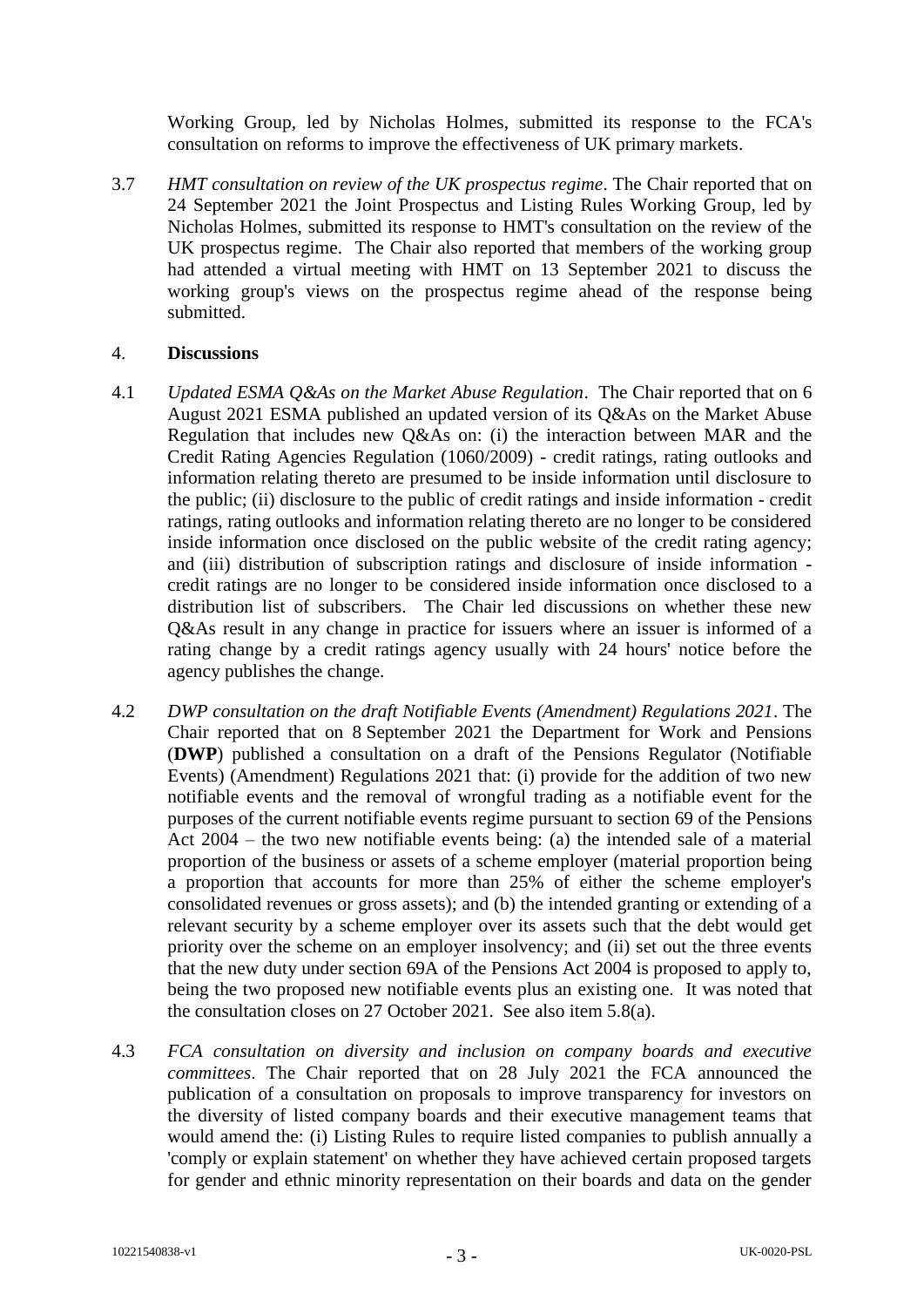Working Group, led by Nicholas Holmes, submitted its response to the FCA's consultation on reforms to improve the effectiveness of UK primary markets.

3.7 *HMT consultation on review of the UK prospectus regime*. The Chair reported that on 24 September 2021 the Joint Prospectus and Listing Rules Working Group, led by Nicholas Holmes, submitted its response to HMT's consultation on the review of the UK prospectus regime. The Chair also reported that members of the working group had attended a virtual meeting with HMT on 13 September 2021 to discuss the working group's views on the prospectus regime ahead of the response being submitted.

## 4. **Discussions**

4.1 *Updated ESMA Q&As on the Market Abuse Regulation*. The Chair reported that on 6 August 2021 ESMA published an updated version of its Q&As on the Market Abuse Regulation that includes new Q&As on: (i) the interaction between MAR and the Credit Rating Agencies Regulation (1060/2009) - credit ratings, rating outlooks and information relating thereto are presumed to be inside information until disclosure to the public; (ii) disclosure to the public of credit ratings and inside information - credit ratings, rating outlooks and information relating thereto are no longer to be considered inside information once disclosed on the public website of the credit rating agency; and (iii) distribution of subscription ratings and disclosure of inside information - credit ratings are no longer to be considered inside information once disclosed to a distribution list of subscribers. The Chair led discussions on whether these new Q&As result in any change in practice for issuers where an issuer is informed of a rating change by a credit ratings agency usually with 24 hours' notice before the agency publishes the change.

4.2 *DWP consultation on the draft Notifiable Events (Amendment) Regulations 2021*. The Chair reported that on 8 September 2021 the Department for Work and Pensions (**DWP**) published a consultation on a draft of the Pensions Regulator (Notifiable Events) (Amendment) Regulations 2021 that: (i) provide for the addition of two new notifiable events and the removal of wrongful trading as a notifiable event for the purposes of the current notifiable events regime pursuant to section 69 of the Pensions Act 2004 – the two new notifiable events being: (a) the intended sale of a material proportion of the business or assets of a scheme employer (material proportion being a proportion that accounts for more than 25% of either the scheme employer's consolidated revenues or gross assets); and (b) the intended granting or extending of a relevant security by a scheme employer over its assets such that the debt would get priority over the scheme on an employer insolvency; and (ii) set out the three events that the new duty under section 69A of the Pensions Act 2004 is proposed to apply to, being the two proposed new notifiable events plus an existing one. It was noted that the consultation closes on 27 October 2021. See also item 5.8(a).

4.3 *FCA consultation on diversity and inclusion on company boards and executive committees*. The Chair reported that on 28 July 2021 the FCA announced the publication of a consultation on proposals to improve transparency for investors on the diversity of listed company boards and their executive management teams that would amend the: (i) Listing Rules to require listed companies to publish annually a 'comply or explain statement' on whether they have achieved certain proposed targets for gender and ethnic minority representation on their boards and data on the gender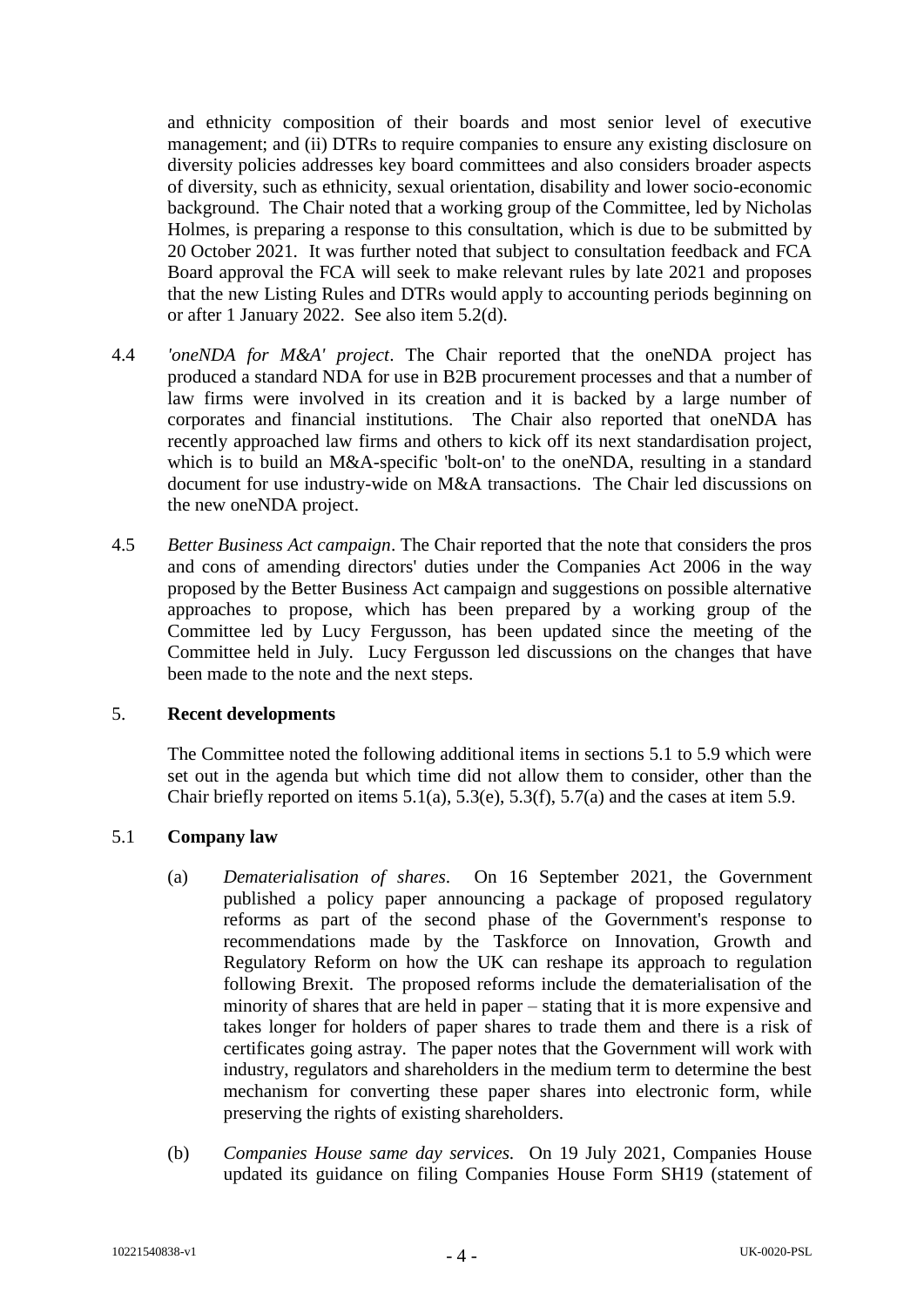and ethnicity composition of their boards and most senior level of executive management; and (ii) DTRs to require companies to ensure any existing disclosure on diversity policies addresses key board committees and also considers broader aspects of diversity, such as ethnicity, sexual orientation, disability and lower socio-economic background. The Chair noted that a working group of the Committee, led by Nicholas Holmes, is preparing a response to this consultation, which is due to be submitted by 20 October 2021. It was further noted that subject to consultation feedback and FCA Board approval the FCA will seek to make relevant rules by late 2021 and proposes that the new Listing Rules and DTRs would apply to accounting periods beginning on or after 1 January 2022. See also item 5.2(d).

4.4 *'oneNDA for M&A' project*. The Chair reported that the oneNDA project has produced a standard NDA for use in B2B procurement processes and that a number of law firms were involved in its creation and it is backed by a large number of corporates and financial institutions. The Chair also reported that oneNDA has recently approached law firms and others to kick off its next standardisation project, which is to build an M&A-specific 'bolt-on' to the oneNDA, resulting in a standard document for use industry-wide on M&A transactions. The Chair led discussions on the new oneNDA project.

4.5 *Better Business Act campaign*. The Chair reported that the note that considers the pros and cons of amending directors' duties under the Companies Act 2006 in the way proposed by the Better Business Act campaign and suggestions on possible alternative approaches to propose, which has been prepared by a working group of the Committee led by Lucy Fergusson, has been updated since the meeting of the Committee held in July. Lucy Fergusson led discussions on the changes that have been made to the note and the next steps.

## 5. Recent developments

The Committee noted the following additional items in sections 5.1 to 5.9 which were set out in the agenda but which time did not allow them to consider, other than the Chair briefly reported on items 5.1(a), 5.3(e), 5.3(f), 5.7(a) and the cases at item 5.9.

### 5.1 Company law

(a) *Dematerialisation of shares*. On 16 September 2021, the Government published a policy paper announcing a package of proposed regulatory reforms as part of the second phase of the Government's response to recommendations made by the Taskforce on Innovation, Growth and Regulatory Reform on how the UK can reshape its approach to regulation following Brexit. The proposed reforms include the dematerialisation of the minority of shares that are held in paper – stating that it is more expensive and takes longer for holders of paper shares to trade them and there is a risk of certificates going astray. The paper notes that the Government will work with industry, regulators and shareholders in the medium term to determine the best mechanism for converting these paper shares into electronic form, while preserving the rights of existing shareholders.

(b) *Companies House same day services.* On 19 July 2021, Companies House updated its guidance on filing Companies House Form SH19 (statement of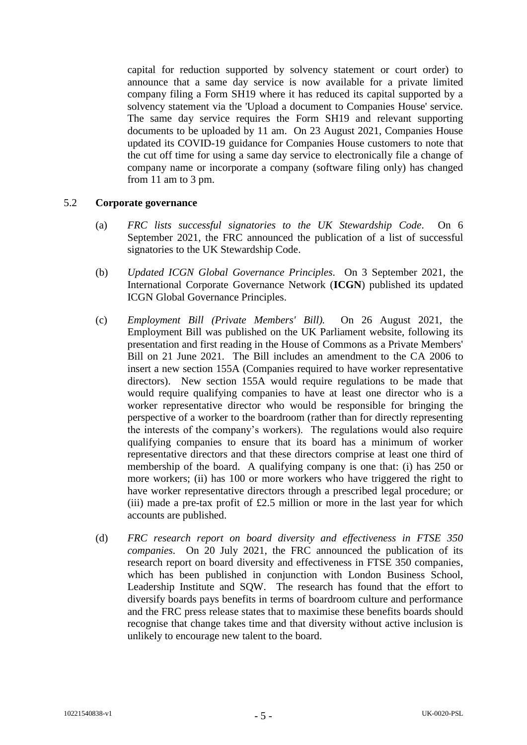capital for reduction supported by solvency statement or court order) to announce that a same day service is now available for a private limited company filing a Form SH19 where it has reduced its capital supported by a solvency statement via the 'Upload a document to Companies House' service. The same day service requires the Form SH19 and relevant supporting documents to be uploaded by 11 am. On 23 August 2021, Companies House updated its COVID-19 guidance for Companies House customers to note that the cut off time for using a same day service to electronically file a change of company name or incorporate a company (software filing only) has changed from 11 am to 3 pm.

## 5.2 Corporate governance

(a) *FRC lists successful signatories to the UK Stewardship Code*. On 6 September 2021, the FRC announced the publication of a list of successful signatories to the UK Stewardship Code.

(b) *Updated ICGN Global Governance Principles*. On 3 September 2021, the International Corporate Governance Network (**ICGN**) published its updated ICGN Global Governance Principles.

(c) *Employment Bill (Private Members' Bill).* On 26 August 2021, the Employment Bill was published on the UK Parliament website, following its presentation and first reading in the House of Commons as a Private Members' Bill on 21 June 2021. The Bill includes an amendment to the CA 2006 to insert a new section 155A (Companies required to have worker representative directors). New section 155A would require regulations to be made that would require qualifying companies to have at least one director who is a worker representative director who would be responsible for bringing the perspective of a worker to the boardroom (rather than for directly representing the interests of the company's workers). The regulations would also require qualifying companies to ensure that its board has a minimum of worker representative directors and that these directors comprise at least one third of membership of the board. A qualifying company is one that: (i) has 250 or more workers; (ii) has 100 or more workers who have triggered the right to have worker representative directors through a prescribed legal procedure; or (iii) made a pre-tax profit of £2.5 million or more in the last year for which accounts are published.

(d) *FRC research report on board diversity and effectiveness in FTSE 350 companies*. On 20 July 2021, the FRC announced the publication of its research report on board diversity and effectiveness in FTSE 350 companies, which has been published in conjunction with London Business School, Leadership Institute and SQW. The research has found that the effort to diversify boards pays benefits in terms of boardroom culture and performance and the FRC press release states that to maximise these benefits boards should recognise that change takes time and that diversity without active inclusion is unlikely to encourage new talent to the board.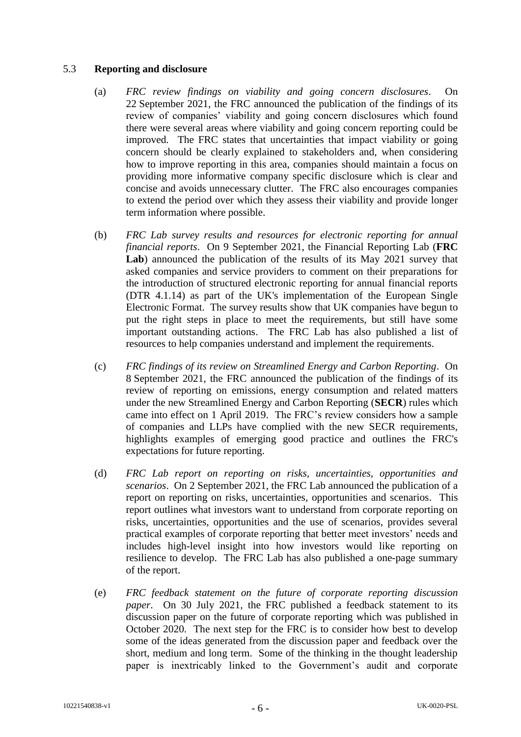## 5.3 **Reporting and disclosure**

(a) *FRC review findings on viability and going concern disclosures*. On 22 September 2021, the FRC announced the publication of the findings of its review of companies' viability and going concern disclosures which found there were several areas where viability and going concern reporting could be improved. The FRC states that uncertainties that impact viability or going concern should be clearly explained to stakeholders and, when considering how to improve reporting in this area, companies should maintain a focus on providing more informative company specific disclosure which is clear and concise and avoids unnecessary clutter. The FRC also encourages companies to extend the period over which they assess their viability and provide longer term information where possible.

(b) *FRC Lab survey results and resources for electronic reporting for annual financial reports*. On 9 September 2021, the Financial Reporting Lab (**FRC Lab**) announced the publication of the results of its May 2021 survey that asked companies and service providers to comment on their preparations for the introduction of structured electronic reporting for annual financial reports (DTR 4.1.14) as part of the UK's implementation of the European Single Electronic Format. The survey results show that UK companies have begun to put the right steps in place to meet the requirements, but still have some important outstanding actions. The FRC Lab has also published a list of resources to help companies understand and implement the requirements.

(c) *FRC findings of its review on Streamlined Energy and Carbon Reporting*. On 8 September 2021, the FRC announced the publication of the findings of its review of reporting on emissions, energy consumption and related matters under the new Streamlined Energy and Carbon Reporting (**SECR**) rules which came into effect on 1 April 2019. The FRC's review considers how a sample of companies and LLPs have complied with the new SECR requirements, highlights examples of emerging good practice and outlines the FRC's expectations for future reporting.

(d) *FRC Lab report on reporting on risks, uncertainties, opportunities and scenarios*. On 2 September 2021, the FRC Lab announced the publication of a report on reporting on risks, uncertainties, opportunities and scenarios. This report outlines what investors want to understand from corporate reporting on risks, uncertainties, opportunities and the use of scenarios, provides several practical examples of corporate reporting that better meet investors' needs and includes high-level insight into how investors would like reporting on resilience to develop. The FRC Lab has also published a one-page summary of the report.

(e) *FRC feedback statement on the future of corporate reporting discussion paper*. On 30 July 2021, the FRC published a feedback statement to its discussion paper on the future of corporate reporting which was published in October 2020. The next step for the FRC is to consider how best to develop some of the ideas generated from the discussion paper and feedback over the short, medium and long term. Some of the thinking in the thought leadership paper is inextricably linked to the Government's audit and corporate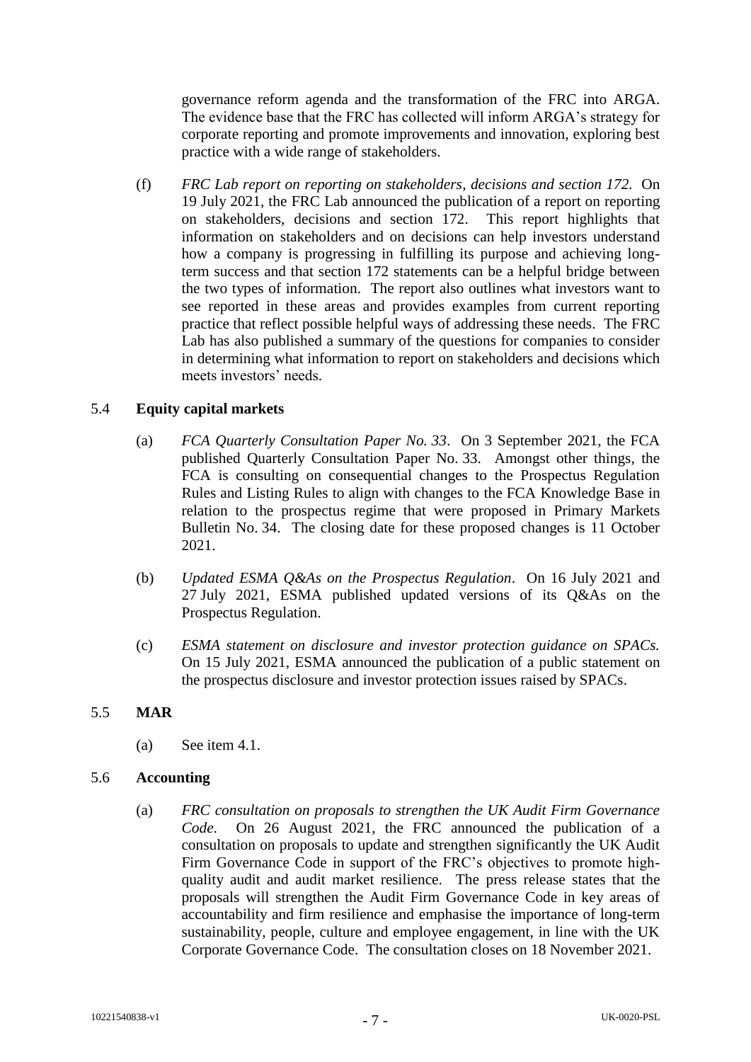governance reform agenda and the transformation of the FRC into ARGA. The evidence base that the FRC has collected will inform ARGA's strategy for corporate reporting and promote improvements and innovation, exploring best practice with a wide range of stakeholders.

(f) *FRC Lab report on reporting on stakeholders, decisions and section 172.* On 19 July 2021, the FRC Lab announced the publication of a report on reporting on stakeholders, decisions and section 172. This report highlights that information on stakeholders and on decisions can help investors understand how a company is progressing in fulfilling its purpose and achieving long-term success and that section 172 statements can be a helpful bridge between the two types of information. The report also outlines what investors want to see reported in these areas and provides examples from current reporting practice that reflect possible helpful ways of addressing these needs. The FRC Lab has also published a summary of the questions for companies to consider in determining what information to report on stakeholders and decisions which meets investors' needs.

### 5.4 Equity capital markets

(a) *FCA Quarterly Consultation Paper No. 33*. On 3 September 2021, the FCA published Quarterly Consultation Paper No. 33. Amongst other things, the FCA is consulting on consequential changes to the Prospectus Regulation Rules and Listing Rules to align with changes to the FCA Knowledge Base in relation to the prospectus regime that were proposed in Primary Markets Bulletin No. 34. The closing date for these proposed changes is 11 October 2021.

(b) *Updated ESMA Q&As on the Prospectus Regulation*. On 16 July 2021 and 27 July 2021, ESMA published updated versions of its Q&As on the Prospectus Regulation.

(c) *ESMA statement on disclosure and investor protection guidance on SPACs.* On 15 July 2021, ESMA announced the publication of a public statement on the prospectus disclosure and investor protection issues raised by SPACs.

### 5.5 MAR

(a) See item 4.1.

### 5.6 Accounting

(a) *FRC consultation on proposals to strengthen the UK Audit Firm Governance Code*. On 26 August 2021, the FRC announced the publication of a consultation on proposals to update and strengthen significantly the UK Audit Firm Governance Code in support of the FRC's objectives to promote high-quality audit and audit market resilience. The press release states that the proposals will strengthen the Audit Firm Governance Code in key areas of accountability and firm resilience and emphasise the importance of long-term sustainability, people, culture and employee engagement, in line with the UK Corporate Governance Code. The consultation closes on 18 November 2021.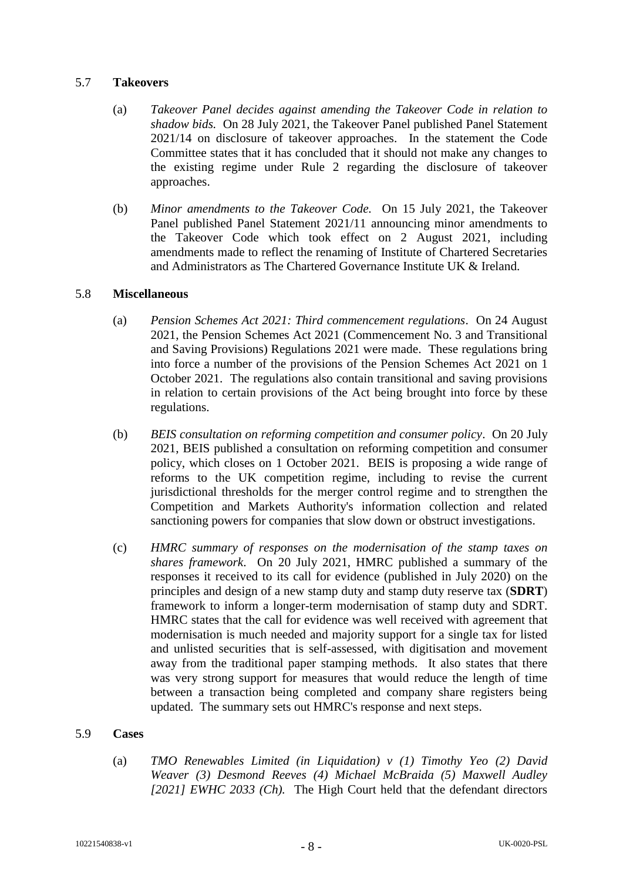### 5.7 **Takeovers**

(a) *Takeover Panel decides against amending the Takeover Code in relation to shadow bids.* On 28 July 2021, the Takeover Panel published Panel Statement 2021/14 on disclosure of takeover approaches. In the statement the Code Committee states that it has concluded that it should not make any changes to the existing regime under Rule 2 regarding the disclosure of takeover approaches.

(b) *Minor amendments to the Takeover Code.* On 15 July 2021, the Takeover Panel published Panel Statement 2021/11 announcing minor amendments to the Takeover Code which took effect on 2 August 2021, including amendments made to reflect the renaming of Institute of Chartered Secretaries and Administrators as The Chartered Governance Institute UK & Ireland.

### 5.8 **Miscellaneous**

(a) *Pension Schemes Act 2021: Third commencement regulations*. On 24 August 2021, the Pension Schemes Act 2021 (Commencement No. 3 and Transitional and Saving Provisions) Regulations 2021 were made. These regulations bring into force a number of the provisions of the Pension Schemes Act 2021 on 1 October 2021. The regulations also contain transitional and saving provisions in relation to certain provisions of the Act being brought into force by these regulations.

(b) *BEIS consultation on reforming competition and consumer policy*. On 20 July 2021, BEIS published a consultation on reforming competition and consumer policy, which closes on 1 October 2021. BEIS is proposing a wide range of reforms to the UK competition regime, including to revise the current jurisdictional thresholds for the merger control regime and to strengthen the Competition and Markets Authority's information collection and related sanctioning powers for companies that slow down or obstruct investigations.

(c) *HMRC summary of responses on the modernisation of the stamp taxes on shares framework*. On 20 July 2021, HMRC published a summary of the responses it received to its call for evidence (published in July 2020) on the principles and design of a new stamp duty and stamp duty reserve tax (**SDRT**) framework to inform a longer-term modernisation of stamp duty and SDRT. HMRC states that the call for evidence was well received with agreement that modernisation is much needed and majority support for a single tax for listed and unlisted securities that is self-assessed, with digitisation and movement away from the traditional paper stamping methods. It also states that there was very strong support for measures that would reduce the length of time between a transaction being completed and company share registers being updated. The summary sets out HMRC's response and next steps.

### 5.9 **Cases**

(a) *TMO Renewables Limited (in Liquidation) v (1) Timothy Yeo (2) David Weaver (3) Desmond Reeves (4) Michael McBraida (5) Maxwell Audley [2021] EWHC 2033 (Ch).* The High Court held that the defendant directors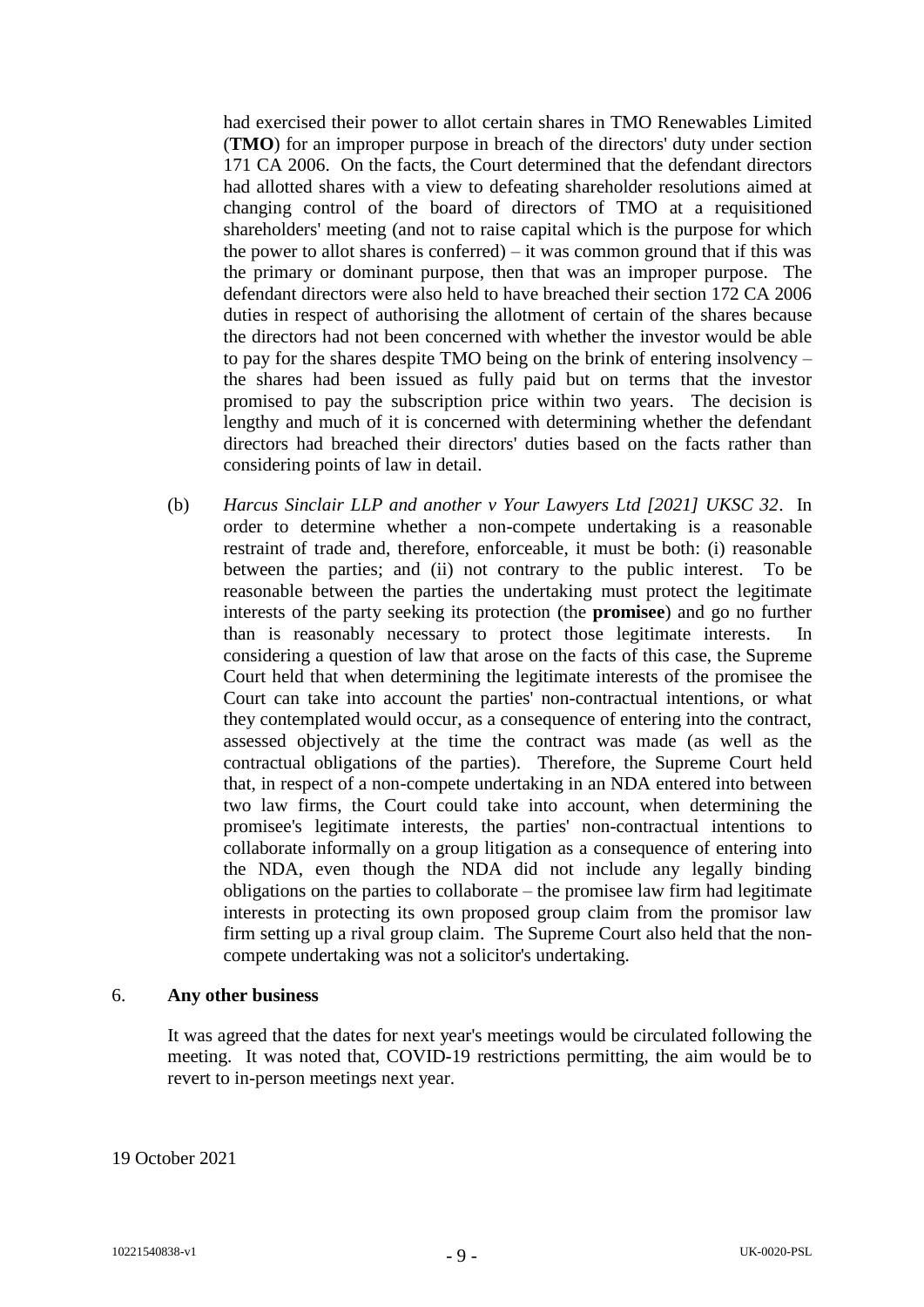had exercised their power to allot certain shares in TMO Renewables Limited (**TMO**) for an improper purpose in breach of the directors' duty under section 171 CA 2006. On the facts, the Court determined that the defendant directors had allotted shares with a view to defeating shareholder resolutions aimed at changing control of the board of directors of TMO at a requisitioned shareholders' meeting (and not to raise capital which is the purpose for which the power to allot shares is conferred) – it was common ground that if this was the primary or dominant purpose, then that was an improper purpose. The defendant directors were also held to have breached their section 172 CA 2006 duties in respect of authorising the allotment of certain of the shares because the directors had not been concerned with whether the investor would be able to pay for the shares despite TMO being on the brink of entering insolvency – the shares had been issued as fully paid but on terms that the investor promised to pay the subscription price within two years. The decision is lengthy and much of it is concerned with determining whether the defendant directors had breached their directors' duties based on the facts rather than considering points of law in detail.

(b) *Harcus Sinclair LLP and another v Your Lawyers Ltd [2021] UKSC 32*. In order to determine whether a non-compete undertaking is a reasonable restraint of trade and, therefore, enforceable, it must be both: (i) reasonable between the parties; and (ii) not contrary to the public interest. To be reasonable between the parties the undertaking must protect the legitimate interests of the party seeking its protection (the **promisee**) and go no further than is reasonably necessary to protect those legitimate interests. In considering a question of law that arose on the facts of this case, the Supreme Court held that when determining the legitimate interests of the promisee the Court can take into account the parties' non-contractual intentions, or what they contemplated would occur, as a consequence of entering into the contract, assessed objectively at the time the contract was made (as well as the contractual obligations of the parties). Therefore, the Supreme Court held that, in respect of a non-compete undertaking in an NDA entered into between two law firms, the Court could take into account, when determining the promisee's legitimate interests, the parties' non-contractual intentions to collaborate informally on a group litigation as a consequence of entering into the NDA, even though the NDA did not include any legally binding obligations on the parties to collaborate – the promisee law firm had legitimate interests in protecting its own proposed group claim from the promisor law firm setting up a rival group claim. The Supreme Court also held that the non-compete undertaking was not a solicitor's undertaking.

## 6. Any other business

It was agreed that the dates for next year's meetings would be circulated following the meeting. It was noted that, COVID-19 restrictions permitting, the aim would be to revert to in-person meetings next year.

19 October 2021

10221540838-v1 UK-0020-PSL